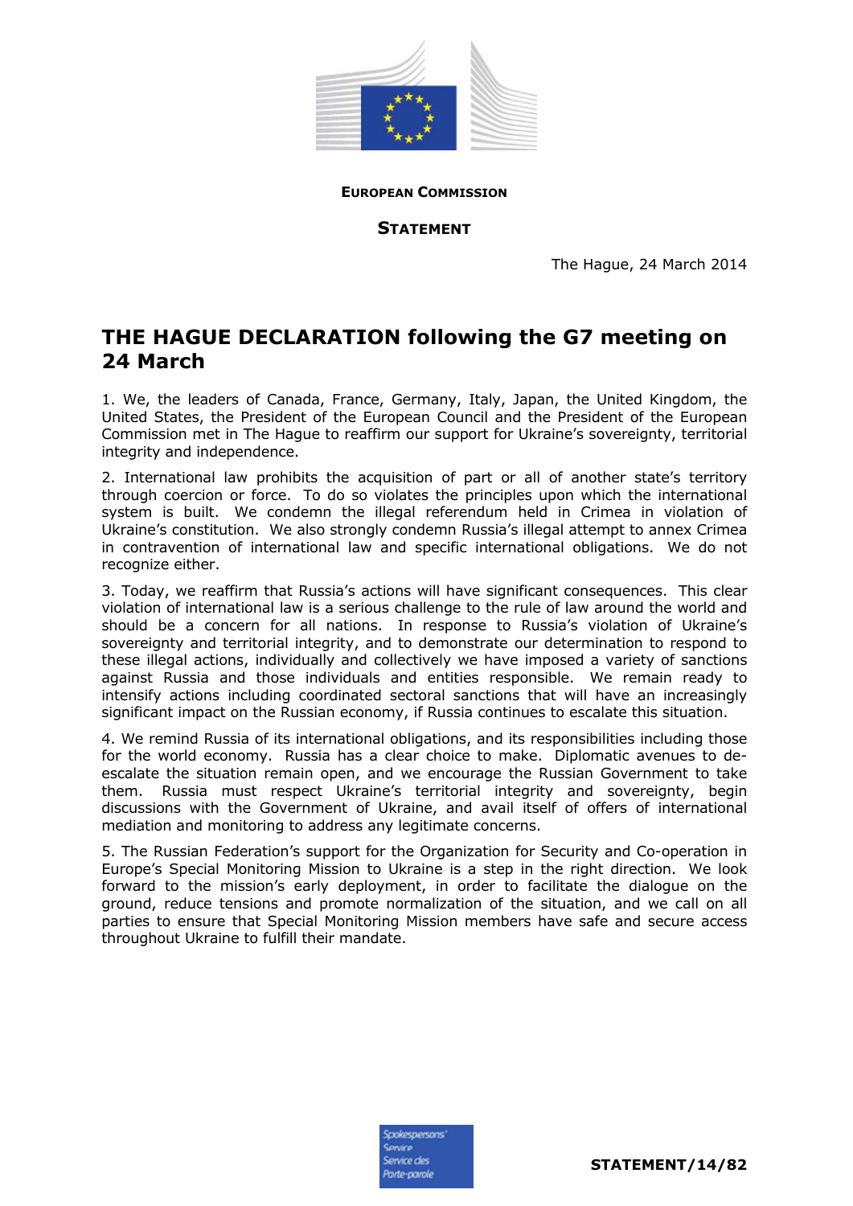**EUROPEAN COMMISSION**

**STATEMENT**

The Hague, 24 March 2014

# THE HAGUE DECLARATION following the G7 meeting on 24 March

1. We, the leaders of Canada, France, Germany, Italy, Japan, the United Kingdom, the United States, the President of the European Council and the President of the European Commission met in The Hague to reaffirm our support for Ukraine's sovereignty, territorial integrity and independence.

2. International law prohibits the acquisition of part or all of another state's territory through coercion or force. To do so violates the principles upon which the international system is built. We condemn the illegal referendum held in Crimea in violation of Ukraine's constitution. We also strongly condemn Russia's illegal attempt to annex Crimea in contravention of international law and specific international obligations. We do not recognize either.

3. Today, we reaffirm that Russia's actions will have significant consequences. This clear violation of international law is a serious challenge to the rule of law around the world and should be a concern for all nations. In response to Russia's violation of Ukraine's sovereignty and territorial integrity, and to demonstrate our determination to respond to these illegal actions, individually and collectively we have imposed a variety of sanctions against Russia and those individuals and entities responsible. We remain ready to intensify actions including coordinated sectoral sanctions that will have an increasingly significant impact on the Russian economy, if Russia continues to escalate this situation.

4. We remind Russia of its international obligations, and its responsibilities including those for the world economy. Russia has a clear choice to make. Diplomatic avenues to de-escalate the situation remain open, and we encourage the Russian Government to take them. Russia must respect Ukraine's territorial integrity and sovereignty, begin discussions with the Government of Ukraine, and avail itself of offers of international mediation and monitoring to address any legitimate concerns.

5. The Russian Federation's support for the Organization for Security and Co-operation in Europe's Special Monitoring Mission to Ukraine is a step in the right direction. We look forward to the mission's early deployment, in order to facilitate the dialogue on the ground, reduce tensions and promote normalization of the situation, and we call on all parties to ensure that Special Monitoring Mission members have safe and secure access throughout Ukraine to fulfill their mandate.

Spokespersons' Service
Service des Porte-parole

**STATEMENT/14/82**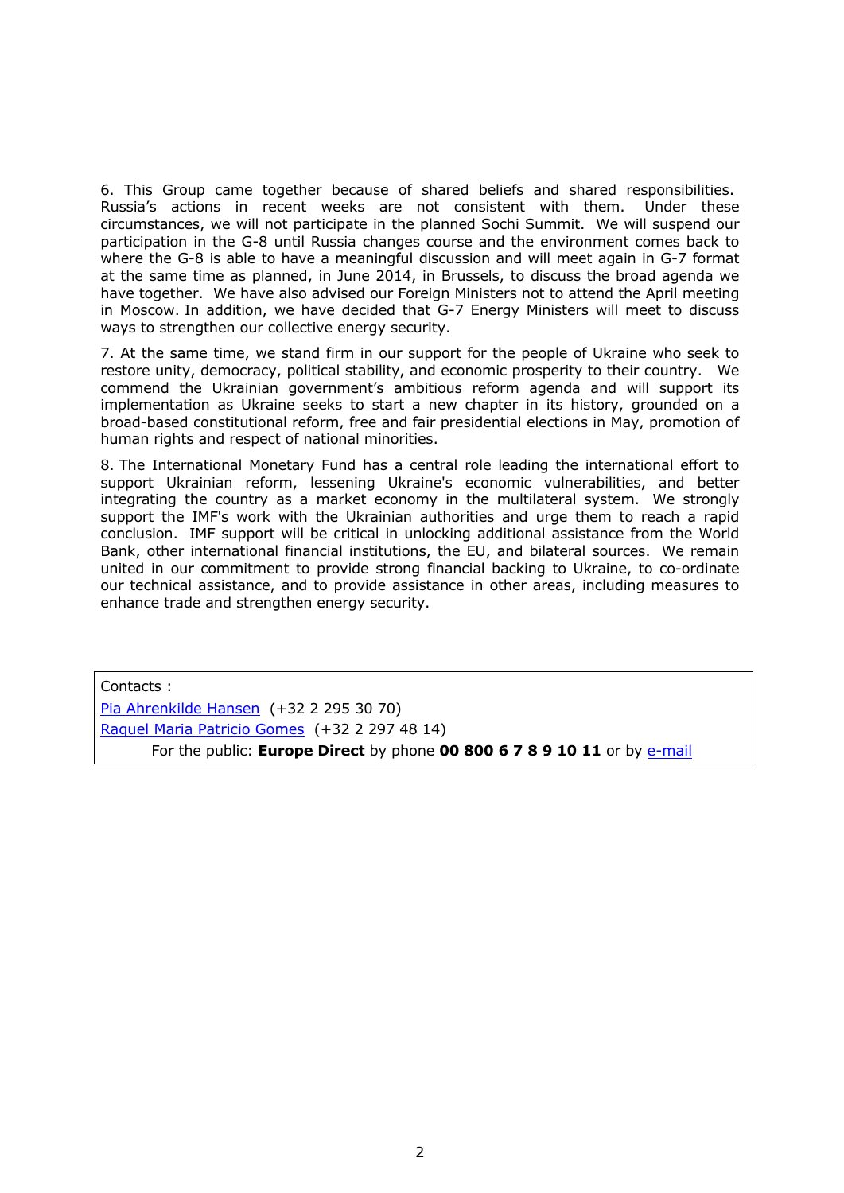6. This Group came together because of shared beliefs and shared responsibilities. Russia's actions in recent weeks are not consistent with them. Under these circumstances, we will not participate in the planned Sochi Summit. We will suspend our participation in the G-8 until Russia changes course and the environment comes back to where the G-8 is able to have a meaningful discussion and will meet again in G-7 format at the same time as planned, in June 2014, in Brussels, to discuss the broad agenda we have together. We have also advised our Foreign Ministers not to attend the April meeting in Moscow. In addition, we have decided that G-7 Energy Ministers will meet to discuss ways to strengthen our collective energy security.

7. At the same time, we stand firm in our support for the people of Ukraine who seek to restore unity, democracy, political stability, and economic prosperity to their country. We commend the Ukrainian government's ambitious reform agenda and will support its implementation as Ukraine seeks to start a new chapter in its history, grounded on a broad-based constitutional reform, free and fair presidential elections in May, promotion of human rights and respect of national minorities.

8. The International Monetary Fund has a central role leading the international effort to support Ukrainian reform, lessening Ukraine's economic vulnerabilities, and better integrating the country as a market economy in the multilateral system. We strongly support the IMF's work with the Ukrainian authorities and urge them to reach a rapid conclusion. IMF support will be critical in unlocking additional assistance from the World Bank, other international financial institutions, the EU, and bilateral sources. We remain united in our commitment to provide strong financial backing to Ukraine, to co-ordinate our technical assistance, and to provide assistance in other areas, including measures to enhance trade and strengthen energy security.

Contacts :

Pia Ahrenkilde Hansen (+32 2 295 30 70)

Raquel Maria Patricio Gomes (+32 2 297 48 14)

For the public: **Europe Direct** by phone **00 800 6 7 8 9 10 11** or by e-mail